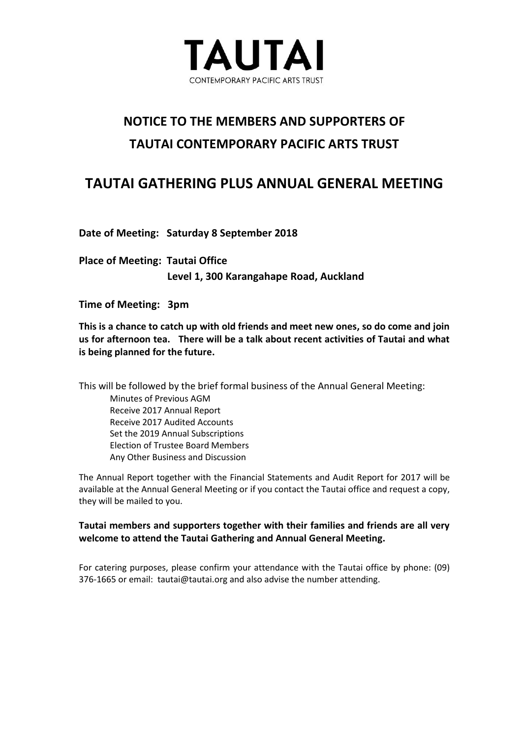# TAUTAI

CONTEMPORARY PACIFIC ARTS TRUST

## NOTICE TO THE MEMBERS AND SUPPORTERS OF TAUTAI CONTEMPORARY PACIFIC ARTS TRUST

## TAUTAI GATHERING PLUS ANNUAL GENERAL MEETING

**Date of Meeting: Saturday 8 September 2018**

**Place of Meeting: Tautai Office**
**Level 1, 300 Karangahape Road, Auckland**

**Time of Meeting: 3pm**

**This is a chance to catch up with old friends and meet new ones, so do come and join us for afternoon tea. There will be a talk about recent activities of Tautai and what is being planned for the future.**

This will be followed by the brief formal business of the Annual General Meeting:

- Minutes of Previous AGM
- Receive 2017 Annual Report
- Receive 2017 Audited Accounts
- Set the 2019 Annual Subscriptions
- Election of Trustee Board Members
- Any Other Business and Discussion

The Annual Report together with the Financial Statements and Audit Report for 2017 will be available at the Annual General Meeting or if you contact the Tautai office and request a copy, they will be mailed to you.

**Tautai members and supporters together with their families and friends are all very welcome to attend the Tautai Gathering and Annual General Meeting.**

For catering purposes, please confirm your attendance with the Tautai office by phone: (09) 376-1665 or email: tautai@tautai.org and also advise the number attending.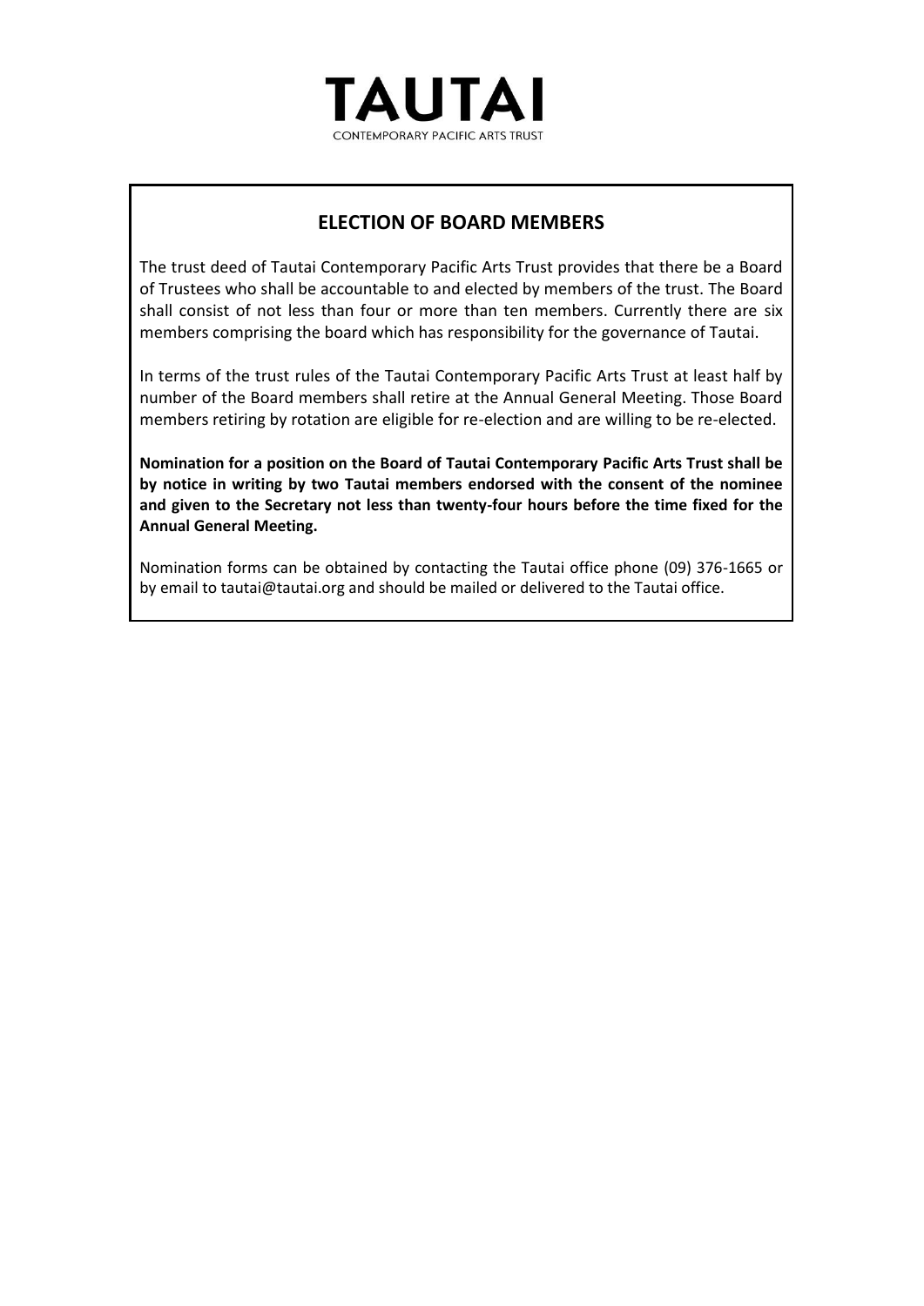# TAUTAI

CONTEMPORARY PACIFIC ARTS TRUST

## ELECTION OF BOARD MEMBERS

The trust deed of Tautai Contemporary Pacific Arts Trust provides that there be a Board of Trustees who shall be accountable to and elected by members of the trust. The Board shall consist of not less than four or more than ten members. Currently there are six members comprising the board which has responsibility for the governance of Tautai.

In terms of the trust rules of the Tautai Contemporary Pacific Arts Trust at least half by number of the Board members shall retire at the Annual General Meeting. Those Board members retiring by rotation are eligible for re-election and are willing to be re-elected.

**Nomination for a position on the Board of Tautai Contemporary Pacific Arts Trust shall be by notice in writing by two Tautai members endorsed with the consent of the nominee and given to the Secretary not less than twenty-four hours before the time fixed for the Annual General Meeting.**

Nomination forms can be obtained by contacting the Tautai office phone (09) 376-1665 or by email to tautai@tautai.org and should be mailed or delivered to the Tautai office.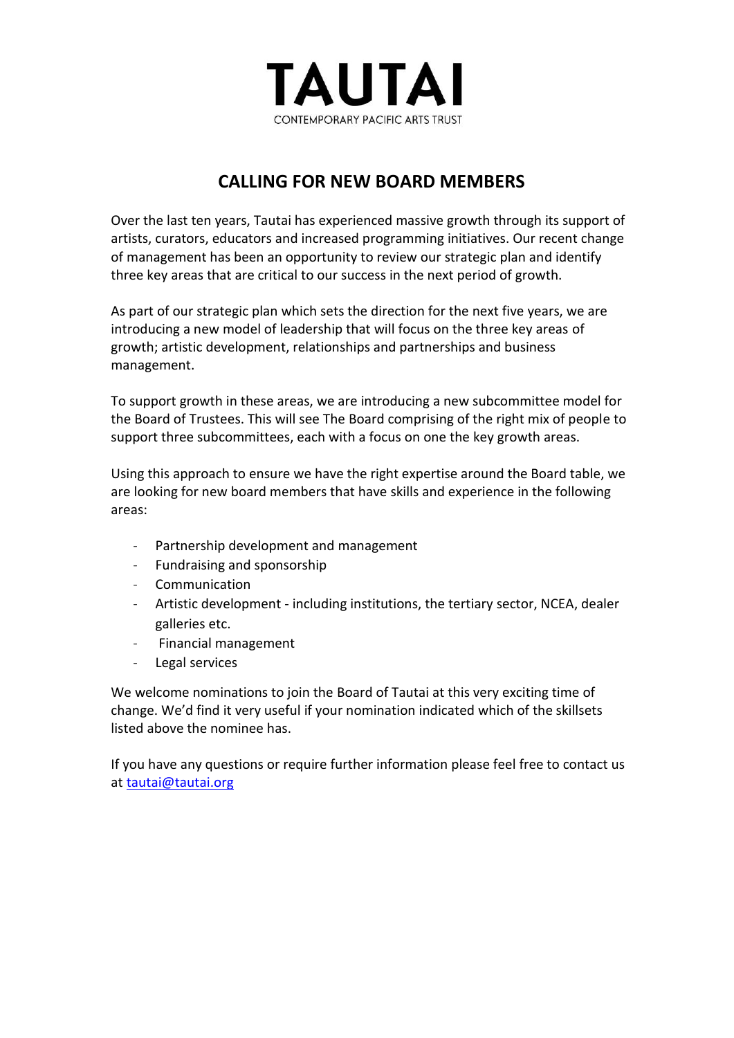# TAUTAI

CONTEMPORARY PACIFIC ARTS TRUST

## CALLING FOR NEW BOARD MEMBERS

Over the last ten years, Tautai has experienced massive growth through its support of artists, curators, educators and increased programming initiatives. Our recent change of management has been an opportunity to review our strategic plan and identify three key areas that are critical to our success in the next period of growth.

As part of our strategic plan which sets the direction for the next five years, we are introducing a new model of leadership that will focus on the three key areas of growth; artistic development, relationships and partnerships and business management.

To support growth in these areas, we are introducing a new subcommittee model for the Board of Trustees. This will see The Board comprising of the right mix of people to support three subcommittees, each with a focus on one the key growth areas.

Using this approach to ensure we have the right expertise around the Board table, we are looking for new board members that have skills and experience in the following areas:

- Partnership development and management
- Fundraising and sponsorship
- Communication
- Artistic development - including institutions, the tertiary sector, NCEA, dealer galleries etc.
- Financial management
- Legal services

We welcome nominations to join the Board of Tautai at this very exciting time of change. We'd find it very useful if your nomination indicated which of the skillsets listed above the nominee has.

If you have any questions or require further information please feel free to contact us at tautai@tautai.org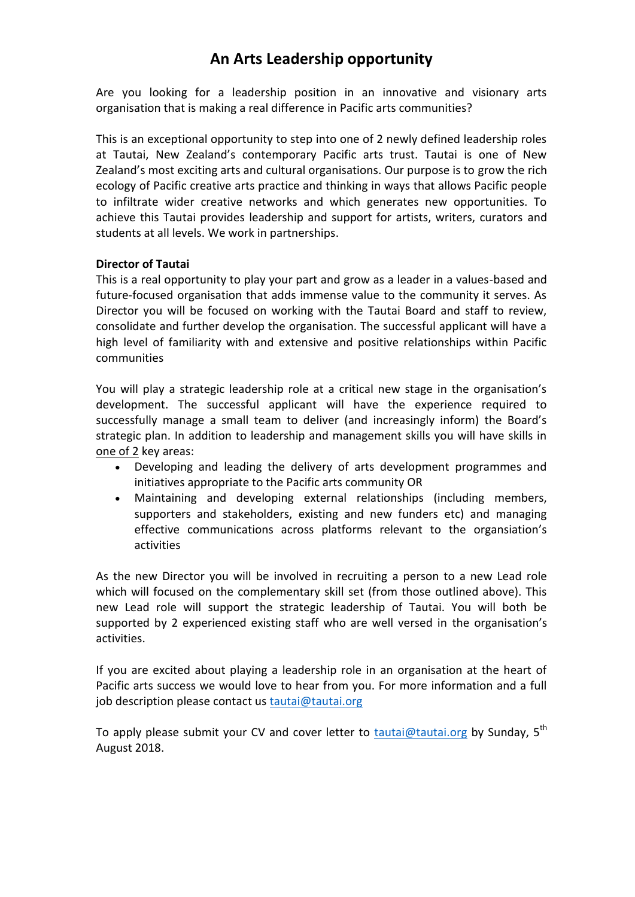# An Arts Leadership opportunity

Are you looking for a leadership position in an innovative and visionary arts organisation that is making a real difference in Pacific arts communities?

This is an exceptional opportunity to step into one of 2 newly defined leadership roles at Tautai, New Zealand's contemporary Pacific arts trust. Tautai is one of New Zealand's most exciting arts and cultural organisations. Our purpose is to grow the rich ecology of Pacific creative arts practice and thinking in ways that allows Pacific people to infiltrate wider creative networks and which generates new opportunities. To achieve this Tautai provides leadership and support for artists, writers, curators and students at all levels. We work in partnerships.

**Director of Tautai**

This is a real opportunity to play your part and grow as a leader in a values-based and future-focused organisation that adds immense value to the community it serves. As Director you will be focused on working with the Tautai Board and staff to review, consolidate and further develop the organisation. The successful applicant will have a high level of familiarity with and extensive and positive relationships within Pacific communities

You will play a strategic leadership role at a critical new stage in the organisation's development. The successful applicant will have the experience required to successfully manage a small team to deliver (and increasingly inform) the Board's strategic plan. In addition to leadership and management skills you will have skills in <u>one of 2</u> key areas:

- Developing and leading the delivery of arts development programmes and initiatives appropriate to the Pacific arts community OR
- Maintaining and developing external relationships (including members, supporters and stakeholders, existing and new funders etc) and managing effective communications across platforms relevant to the organsiation's activities

As the new Director you will be involved in recruiting a person to a new Lead role which will focused on the complementary skill set (from those outlined above). This new Lead role will support the strategic leadership of Tautai. You will both be supported by 2 experienced existing staff who are well versed in the organisation's activities.

If you are excited about playing a leadership role in an organisation at the heart of Pacific arts success we would love to hear from you. For more information and a full job description please contact us tautai@tautai.org

To apply please submit your CV and cover letter to tautai@tautai.org by Sunday, 5th August 2018.